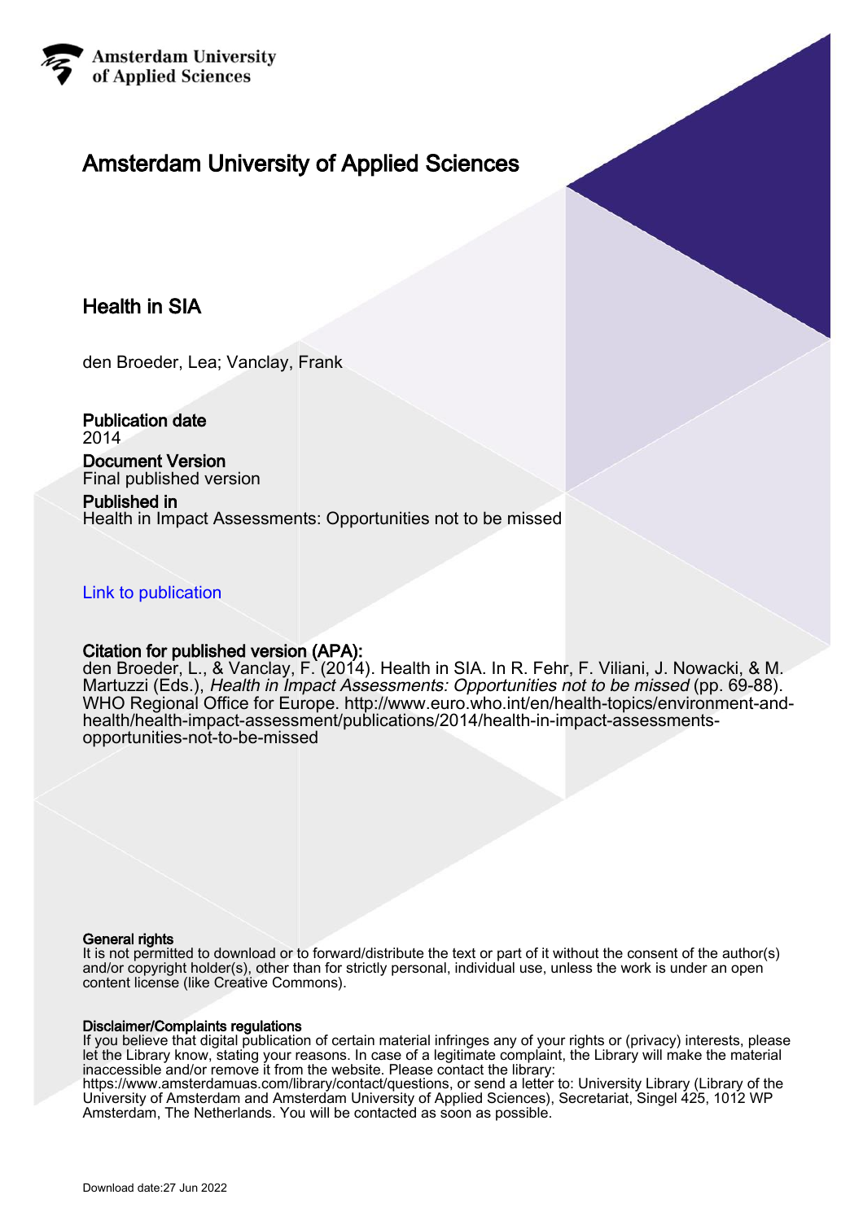Amsterdam University of Applied Sciences

# Amsterdam University of Applied Sciences

## Health in SIA

den Broeder, Lea; Vanclay, Frank

**Publication date**
2014

**Document Version**
Final published version

**Published in**
Health in Impact Assessments: Opportunities not to be missed

Link to publication

**Citation for published version (APA):**
den Broeder, L., & Vanclay, F. (2014). Health in SIA. In R. Fehr, F. Viliani, J. Nowacki, & M. Martuzzi (Eds.), *Health in Impact Assessments: Opportunities not to be missed* (pp. 69-88). WHO Regional Office for Europe. http://www.euro.who.int/en/health-topics/environment-and-health/health-impact-assessment/publications/2014/health-in-impact-assessments-opportunities-not-to-be-missed

**General rights**
It is not permitted to download or to forward/distribute the text or part of it without the consent of the author(s) and/or copyright holder(s), other than for strictly personal, individual use, unless the work is under an open content license (like Creative Commons).

**Disclaimer/Complaints regulations**
If you believe that digital publication of certain material infringes any of your rights or (privacy) interests, please let the Library know, stating your reasons. In case of a legitimate complaint, the Library will make the material inaccessible and/or remove it from the website. Please contact the library:
https://www.amsterdamuas.com/library/contact/questions, or send a letter to: University Library (Library of the University of Amsterdam and Amsterdam University of Applied Sciences), Secretariat, Singel 425, 1012 WP Amsterdam, The Netherlands. You will be contacted as soon as possible.

Download date:27 Jun 2022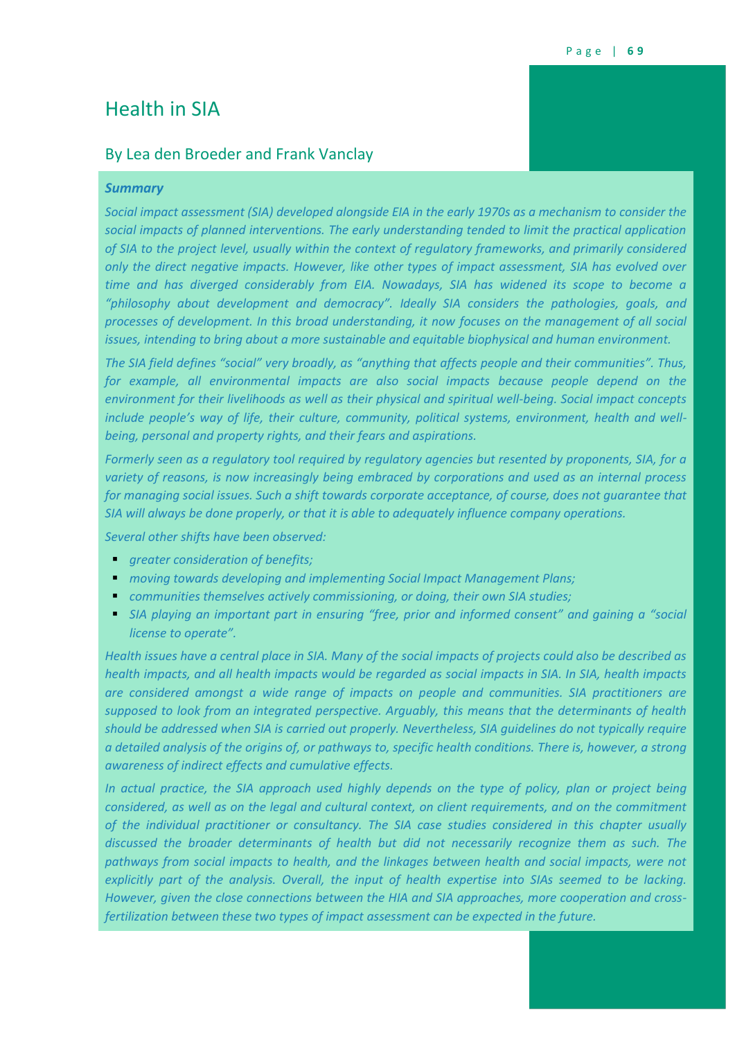# Health in SIA

## By Lea den Broeder and Frank Vanclay

***Summary***

*Social impact assessment (SIA) developed alongside EIA in the early 1970s as a mechanism to consider the social impacts of planned interventions. The early understanding tended to limit the practical application of SIA to the project level, usually within the context of regulatory frameworks, and primarily considered only the direct negative impacts. However, like other types of impact assessment, SIA has evolved over time and has diverged considerably from EIA. Nowadays, SIA has widened its scope to become a "philosophy about development and democracy". Ideally SIA considers the pathologies, goals, and processes of development. In this broad understanding, it now focuses on the management of all social issues, intending to bring about a more sustainable and equitable biophysical and human environment.*

*The SIA field defines "social" very broadly, as "anything that affects people and their communities". Thus, for example, all environmental impacts are also social impacts because people depend on the environment for their livelihoods as well as their physical and spiritual well-being. Social impact concepts include people's way of life, their culture, community, political systems, environment, health and well-being, personal and property rights, and their fears and aspirations.*

*Formerly seen as a regulatory tool required by regulatory agencies but resented by proponents, SIA, for a variety of reasons, is now increasingly being embraced by corporations and used as an internal process for managing social issues. Such a shift towards corporate acceptance, of course, does not guarantee that SIA will always be done properly, or that it is able to adequately influence company operations.*

*Several other shifts have been observed:*

- *greater consideration of benefits;*
- *moving towards developing and implementing Social Impact Management Plans;*
- *communities themselves actively commissioning, or doing, their own SIA studies;*
- *SIA playing an important part in ensuring "free, prior and informed consent" and gaining a "social license to operate".*

*Health issues have a central place in SIA. Many of the social impacts of projects could also be described as health impacts, and all health impacts would be regarded as social impacts in SIA. In SIA, health impacts are considered amongst a wide range of impacts on people and communities. SIA practitioners are supposed to look from an integrated perspective. Arguably, this means that the determinants of health should be addressed when SIA is carried out properly. Nevertheless, SIA guidelines do not typically require a detailed analysis of the origins of, or pathways to, specific health conditions. There is, however, a strong awareness of indirect effects and cumulative effects.*

*In actual practice, the SIA approach used highly depends on the type of policy, plan or project being considered, as well as on the legal and cultural context, on client requirements, and on the commitment of the individual practitioner or consultancy. The SIA case studies considered in this chapter usually discussed the broader determinants of health but did not necessarily recognize them as such. The pathways from social impacts to health, and the linkages between health and social impacts, were not explicitly part of the analysis. Overall, the input of health expertise into SIAs seemed to be lacking. However, given the close connections between the HIA and SIA approaches, more cooperation and cross-fertilization between these two types of impact assessment can be expected in the future.*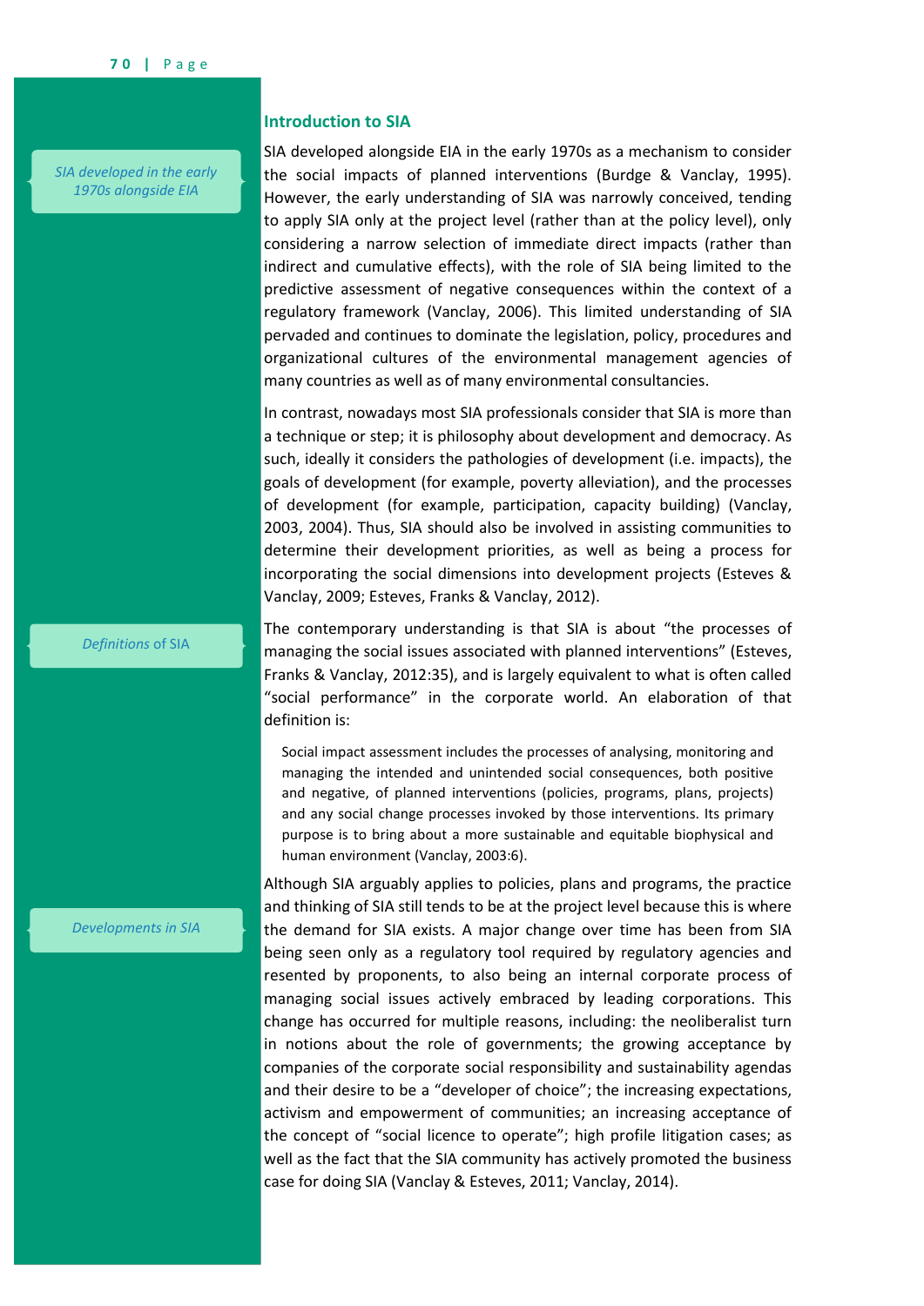## Introduction to SIA

*SIA developed in the early 1970s alongside EIA*

SIA developed alongside EIA in the early 1970s as a mechanism to consider the social impacts of planned interventions (Burdge & Vanclay, 1995). However, the early understanding of SIA was narrowly conceived, tending to apply SIA only at the project level (rather than at the policy level), only considering a narrow selection of immediate direct impacts (rather than indirect and cumulative effects), with the role of SIA being limited to the predictive assessment of negative consequences within the context of a regulatory framework (Vanclay, 2006). This limited understanding of SIA pervaded and continues to dominate the legislation, policy, procedures and organizational cultures of the environmental management agencies of many countries as well as of many environmental consultancies.

In contrast, nowadays most SIA professionals consider that SIA is more than a technique or step; it is philosophy about development and democracy. As such, ideally it considers the pathologies of development (i.e. impacts), the goals of development (for example, poverty alleviation), and the processes of development (for example, participation, capacity building) (Vanclay, 2003, 2004). Thus, SIA should also be involved in assisting communities to determine their development priorities, as well as being a process for incorporating the social dimensions into development projects (Esteves & Vanclay, 2009; Esteves, Franks & Vanclay, 2012).

*Definitions of SIA*

The contemporary understanding is that SIA is about "the processes of managing the social issues associated with planned interventions" (Esteves, Franks & Vanclay, 2012:35), and is largely equivalent to what is often called "social performance" in the corporate world. An elaboration of that definition is:

> Social impact assessment includes the processes of analysing, monitoring and managing the intended and unintended social consequences, both positive and negative, of planned interventions (policies, programs, plans, projects) and any social change processes invoked by those interventions. Its primary purpose is to bring about a more sustainable and equitable biophysical and human environment (Vanclay, 2003:6).

*Developments in SIA*

Although SIA arguably applies to policies, plans and programs, the practice and thinking of SIA still tends to be at the project level because this is where the demand for SIA exists. A major change over time has been from SIA being seen only as a regulatory tool required by regulatory agencies and resented by proponents, to also being an internal corporate process of managing social issues actively embraced by leading corporations. This change has occurred for multiple reasons, including: the neoliberalist turn in notions about the role of governments; the growing acceptance by companies of the corporate social responsibility and sustainability agendas and their desire to be a "developer of choice"; the increasing expectations, activism and empowerment of communities; an increasing acceptance of the concept of "social licence to operate"; high profile litigation cases; as well as the fact that the SIA community has actively promoted the business case for doing SIA (Vanclay & Esteves, 2011; Vanclay, 2014).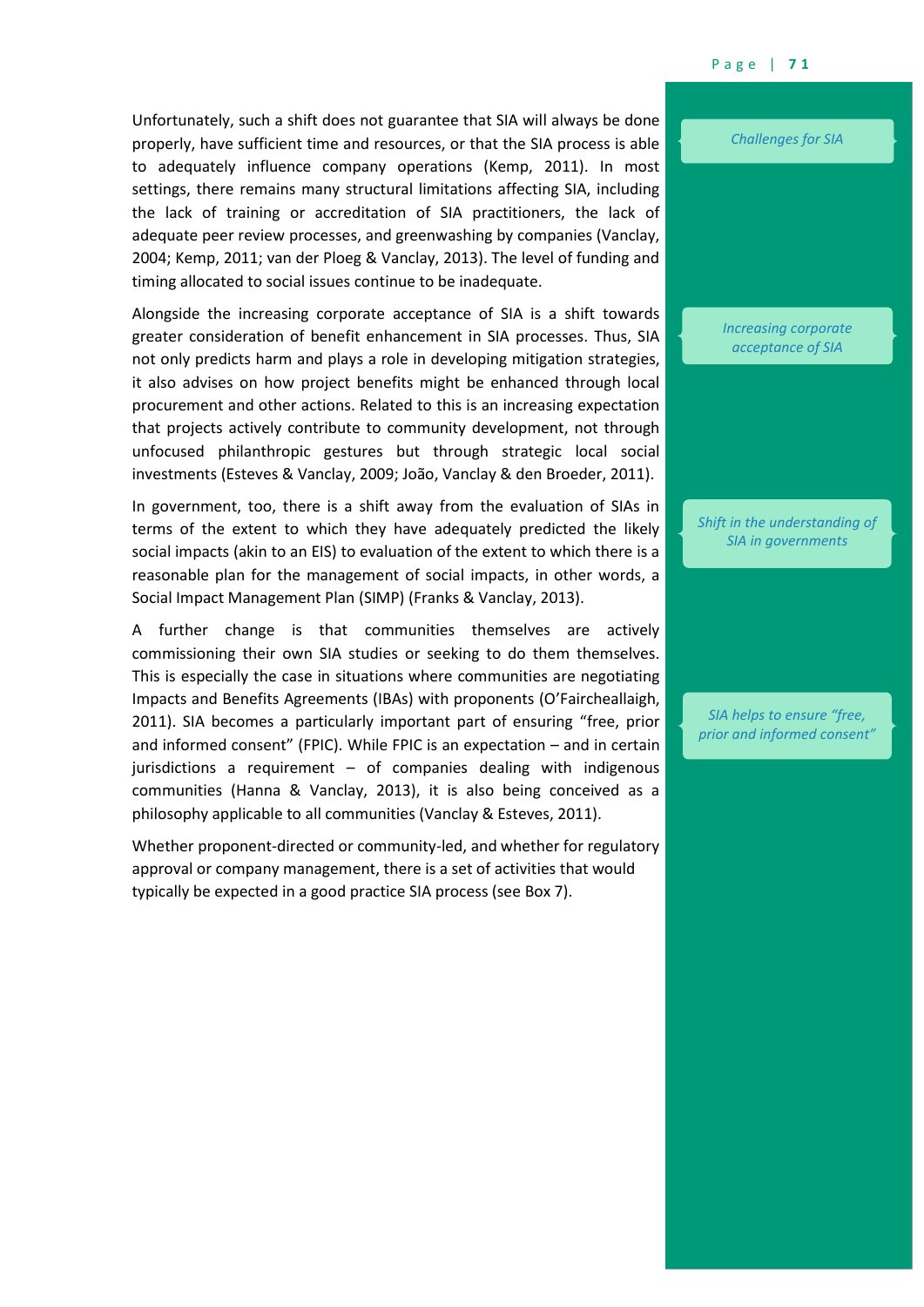Unfortunately, such a shift does not guarantee that SIA will always be done properly, have sufficient time and resources, or that the SIA process is able to adequately influence company operations (Kemp, 2011). In most settings, there remains many structural limitations affecting SIA, including the lack of training or accreditation of SIA practitioners, the lack of adequate peer review processes, and greenwashing by companies (Vanclay, 2004; Kemp, 2011; van der Ploeg & Vanclay, 2013). The level of funding and timing allocated to social issues continue to be inadequate.

*Challenges for SIA*

Alongside the increasing corporate acceptance of SIA is a shift towards greater consideration of benefit enhancement in SIA processes. Thus, SIA not only predicts harm and plays a role in developing mitigation strategies, it also advises on how project benefits might be enhanced through local procurement and other actions. Related to this is an increasing expectation that projects actively contribute to community development, not through unfocused philanthropic gestures but through strategic local social investments (Esteves & Vanclay, 2009; João, Vanclay & den Broeder, 2011).

*Increasing corporate acceptance of SIA*

In government, too, there is a shift away from the evaluation of SIAs in terms of the extent to which they have adequately predicted the likely social impacts (akin to an EIS) to evaluation of the extent to which there is a reasonable plan for the management of social impacts, in other words, a Social Impact Management Plan (SIMP) (Franks & Vanclay, 2013).

*Shift in the understanding of SIA in governments*

A further change is that communities themselves are actively commissioning their own SIA studies or seeking to do them themselves. This is especially the case in situations where communities are negotiating Impacts and Benefits Agreements (IBAs) with proponents (O'Faircheallaigh, 2011). SIA becomes a particularly important part of ensuring "free, prior and informed consent" (FPIC). While FPIC is an expectation – and in certain jurisdictions a requirement – of companies dealing with indigenous communities (Hanna & Vanclay, 2013), it is also being conceived as a philosophy applicable to all communities (Vanclay & Esteves, 2011).

*SIA helps to ensure "free, prior and informed consent"*

Whether proponent-directed or community-led, and whether for regulatory approval or company management, there is a set of activities that would typically be expected in a good practice SIA process (see Box 7).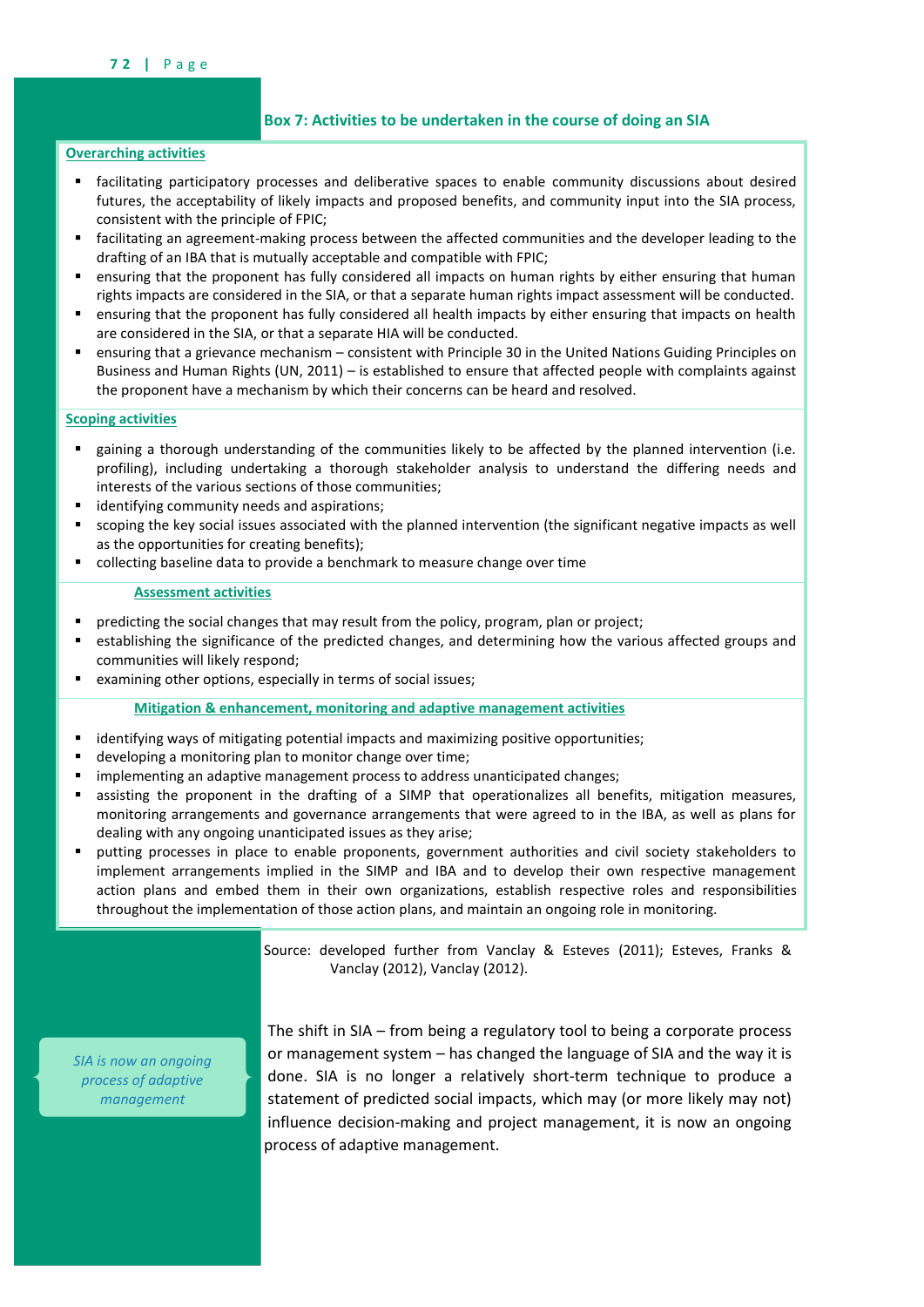**Box 7: Activities to be undertaken in the course of doing an SIA**

**Overarching activities**

- facilitating participatory processes and deliberative spaces to enable community discussions about desired futures, the acceptability of likely impacts and proposed benefits, and community input into the SIA process, consistent with the principle of FPIC;
- facilitating an agreement-making process between the affected communities and the developer leading to the drafting of an IBA that is mutually acceptable and compatible with FPIC;
- ensuring that the proponent has fully considered all impacts on human rights by either ensuring that human rights impacts are considered in the SIA, or that a separate human rights impact assessment will be conducted.
- ensuring that the proponent has fully considered all health impacts by either ensuring that impacts on health are considered in the SIA, or that a separate HIA will be conducted.
- ensuring that a grievance mechanism – consistent with Principle 30 in the United Nations Guiding Principles on Business and Human Rights (UN, 2011) – is established to ensure that affected people with complaints against the proponent have a mechanism by which their concerns can be heard and resolved.

**Scoping activities**

- gaining a thorough understanding of the communities likely to be affected by the planned intervention (i.e. profiling), including undertaking a thorough stakeholder analysis to understand the differing needs and interests of the various sections of those communities;
- identifying community needs and aspirations;
- scoping the key social issues associated with the planned intervention (the significant negative impacts as well as the opportunities for creating benefits);
- collecting baseline data to provide a benchmark to measure change over time

**Assessment activities**

- predicting the social changes that may result from the policy, program, plan or project;
- establishing the significance of the predicted changes, and determining how the various affected groups and communities will likely respond;
- examining other options, especially in terms of social issues;

**Mitigation & enhancement, monitoring and adaptive management activities**

- identifying ways of mitigating potential impacts and maximizing positive opportunities;
- developing a monitoring plan to monitor change over time;
- implementing an adaptive management process to address unanticipated changes;
- assisting the proponent in the drafting of a SIMP that operationalizes all benefits, mitigation measures, monitoring arrangements and governance arrangements that were agreed to in the IBA, as well as plans for dealing with any ongoing unanticipated issues as they arise;
- putting processes in place to enable proponents, government authorities and civil society stakeholders to implement arrangements implied in the SIMP and IBA and to develop their own respective management action plans and embed them in their own organizations, establish respective roles and responsibilities throughout the implementation of those action plans, and maintain an ongoing role in monitoring.

Source: developed further from Vanclay & Esteves (2011); Esteves, Franks & Vanclay (2012), Vanclay (2012).

*SIA is now an ongoing process of adaptive management*

The shift in SIA – from being a regulatory tool to being a corporate process or management system – has changed the language of SIA and the way it is done. SIA is no longer a relatively short-term technique to produce a statement of predicted social impacts, which may (or more likely may not) influence decision-making and project management, it is now an ongoing process of adaptive management.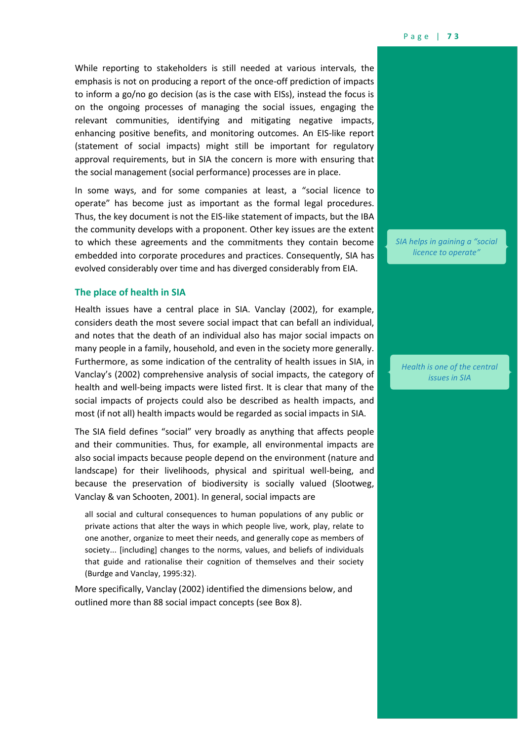While reporting to stakeholders is still needed at various intervals, the emphasis is not on producing a report of the once-off prediction of impacts to inform a go/no go decision (as is the case with EISs), instead the focus is on the ongoing processes of managing the social issues, engaging the relevant communities, identifying and mitigating negative impacts, enhancing positive benefits, and monitoring outcomes. An EIS-like report (statement of social impacts) might still be important for regulatory approval requirements, but in SIA the concern is more with ensuring that the social management (social performance) processes are in place.

In some ways, and for some companies at least, a "social licence to operate" has become just as important as the formal legal procedures. Thus, the key document is not the EIS-like statement of impacts, but the IBA the community develops with a proponent. Other key issues are the extent to which these agreements and the commitments they contain become embedded into corporate procedures and practices. Consequently, SIA has evolved considerably over time and has diverged considerably from EIA.

*SIA helps in gaining a "social licence to operate"*

### The place of health in SIA

Health issues have a central place in SIA. Vanclay (2002), for example, considers death the most severe social impact that can befall an individual, and notes that the death of an individual also has major social impacts on many people in a family, household, and even in the society more generally. Furthermore, as some indication of the centrality of health issues in SIA, in Vanclay's (2002) comprehensive analysis of social impacts, the category of health and well-being impacts were listed first. It is clear that many of the social impacts of projects could also be described as health impacts, and most (if not all) health impacts would be regarded as social impacts in SIA.

*Health is one of the central issues in SIA*

The SIA field defines "social" very broadly as anything that affects people and their communities. Thus, for example, all environmental impacts are also social impacts because people depend on the environment (nature and landscape) for their livelihoods, physical and spiritual well-being, and because the preservation of biodiversity is socially valued (Slootweg, Vanclay & van Schooten, 2001). In general, social impacts are

> all social and cultural consequences to human populations of any public or private actions that alter the ways in which people live, work, play, relate to one another, organize to meet their needs, and generally cope as members of society... [including] changes to the norms, values, and beliefs of individuals that guide and rationalise their cognition of themselves and their society (Burdge and Vanclay, 1995:32).

More specifically, Vanclay (2002) identified the dimensions below, and outlined more than 88 social impact concepts (see Box 8).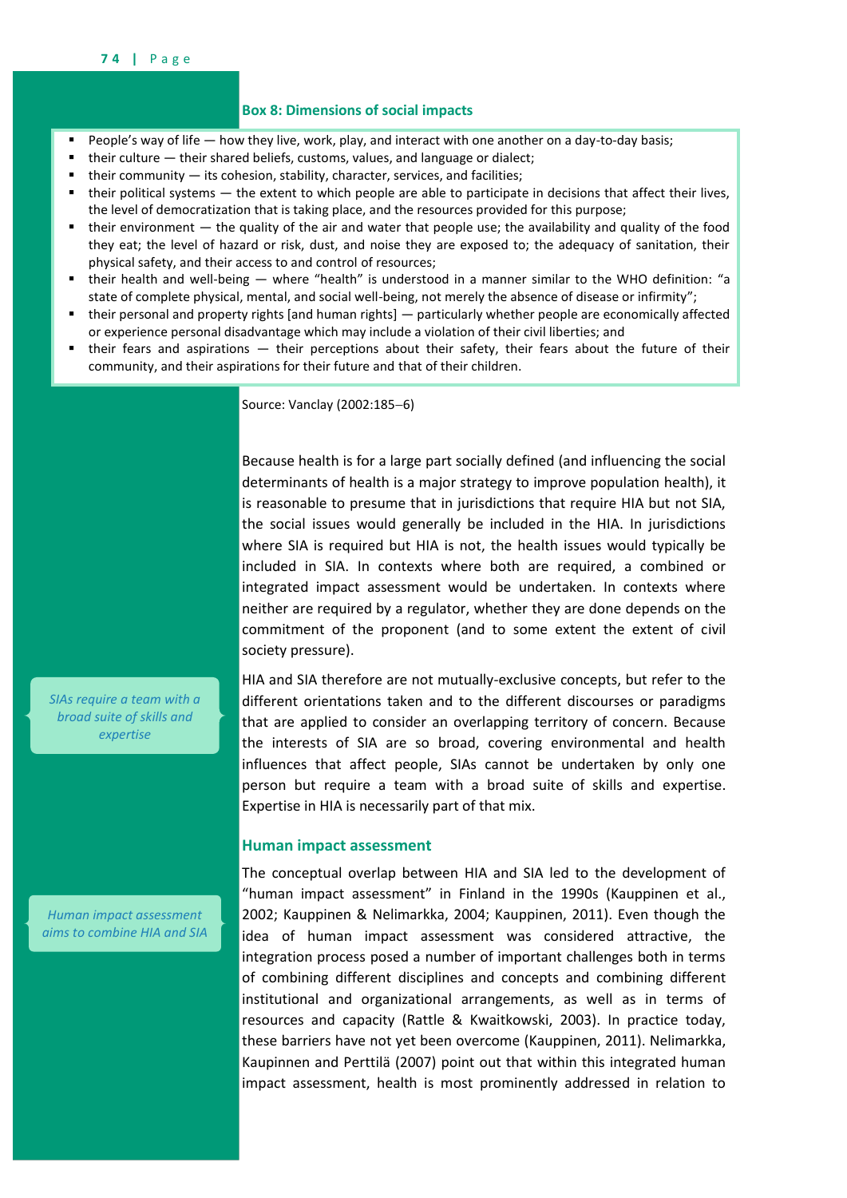**Box 8: Dimensions of social impacts**

- People's way of life — how they live, work, play, and interact with one another on a day-to-day basis;
- their culture — their shared beliefs, customs, values, and language or dialect;
- their community — its cohesion, stability, character, services, and facilities;
- their political systems — the extent to which people are able to participate in decisions that affect their lives, the level of democratization that is taking place, and the resources provided for this purpose;
- their environment — the quality of the air and water that people use; the availability and quality of the food they eat; the level of hazard or risk, dust, and noise they are exposed to; the adequacy of sanitation, their physical safety, and their access to and control of resources;
- their health and well-being — where "health" is understood in a manner similar to the WHO definition: "a state of complete physical, mental, and social well-being, not merely the absence of disease or infirmity";
- their personal and property rights [and human rights] — particularly whether people are economically affected or experience personal disadvantage which may include a violation of their civil liberties; and
- their fears and aspirations — their perceptions about their safety, their fears about the future of their community, and their aspirations for their future and that of their children.

Source: Vanclay (2002:185–6)

Because health is for a large part socially defined (and influencing the social determinants of health is a major strategy to improve population health), it is reasonable to presume that in jurisdictions that require HIA but not SIA, the social issues would generally be included in the HIA. In jurisdictions where SIA is required but HIA is not, the health issues would typically be included in SIA. In contexts where both are required, a combined or integrated impact assessment would be undertaken. In contexts where neither are required by a regulator, whether they are done depends on the commitment of the proponent (and to some extent the extent of civil society pressure).

*SIAs require a team with a broad suite of skills and expertise*

HIA and SIA therefore are not mutually-exclusive concepts, but refer to the different orientations taken and to the different discourses or paradigms that are applied to consider an overlapping territory of concern. Because the interests of SIA are so broad, covering environmental and health influences that affect people, SIAs cannot be undertaken by only one person but require a team with a broad suite of skills and expertise. Expertise in HIA is necessarily part of that mix.

## Human impact assessment

*Human impact assessment aims to combine HIA and SIA*

The conceptual overlap between HIA and SIA led to the development of "human impact assessment" in Finland in the 1990s (Kauppinen et al., 2002; Kauppinen & Nelimarkka, 2004; Kauppinen, 2011). Even though the idea of human impact assessment was considered attractive, the integration process posed a number of important challenges both in terms of combining different disciplines and concepts and combining different institutional and organizational arrangements, as well as in terms of resources and capacity (Rattle & Kwaitkowski, 2003). In practice today, these barriers have not yet been overcome (Kauppinen, 2011). Nelimarkka, Kaupinnen and Perttilä (2007) point out that within this integrated human impact assessment, health is most prominently addressed in relation to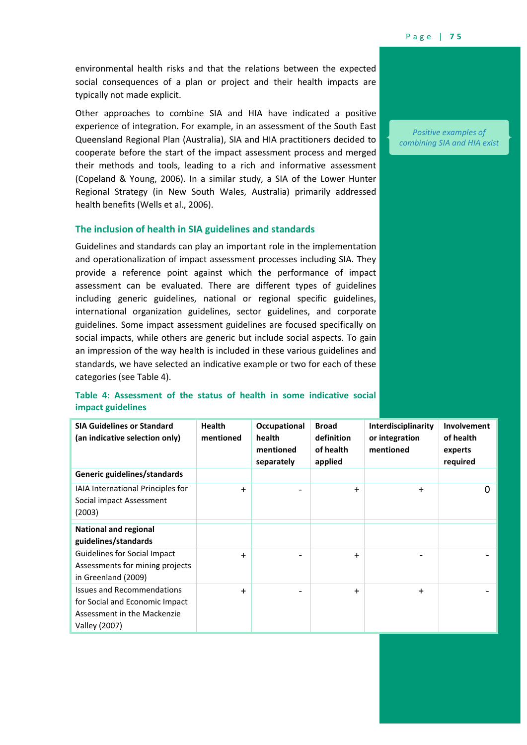environmental health risks and that the relations between the expected social consequences of a plan or project and their health impacts are typically not made explicit.

Other approaches to combine SIA and HIA have indicated a positive experience of integration. For example, in an assessment of the South East Queensland Regional Plan (Australia), SIA and HIA practitioners decided to cooperate before the start of the impact assessment process and merged their methods and tools, leading to a rich and informative assessment (Copeland & Young, 2006). In a similar study, a SIA of the Lower Hunter Regional Strategy (in New South Wales, Australia) primarily addressed health benefits (Wells et al., 2006).

*Positive examples of combining SIA and HIA exist*

### The inclusion of health in SIA guidelines and standards

Guidelines and standards can play an important role in the implementation and operationalization of impact assessment processes including SIA. They provide a reference point against which the performance of impact assessment can be evaluated. There are different types of guidelines including generic guidelines, national or regional specific guidelines, international organization guidelines, sector guidelines, and corporate guidelines. Some impact assessment guidelines are focused specifically on social impacts, while others are generic but include social aspects. To gain an impression of the way health is included in these various guidelines and standards, we have selected an indicative example or two for each of these categories (see Table 4).

**Table 4: Assessment of the status of health in some indicative social impact guidelines**

| SIA Guidelines or Standard (an indicative selection only) | Health mentioned | Occupational health mentioned separately | Broad definition of health applied | Interdisciplinarity or integration mentioned | Involvement of health experts required |
|---|---|---|---|---|---|
| **Generic guidelines/standards** | | | | | |
| IAIA International Principles for Social impact Assessment (2003) | + | - | + | + | 0 |
| **National and regional guidelines/standards** | | | | | |
| Guidelines for Social Impact Assessments for mining projects in Greenland (2009) | + | - | + | - | - |
| Issues and Recommendations for Social and Economic Impact Assessment in the Mackenzie Valley (2007) | + | - | + | + | - |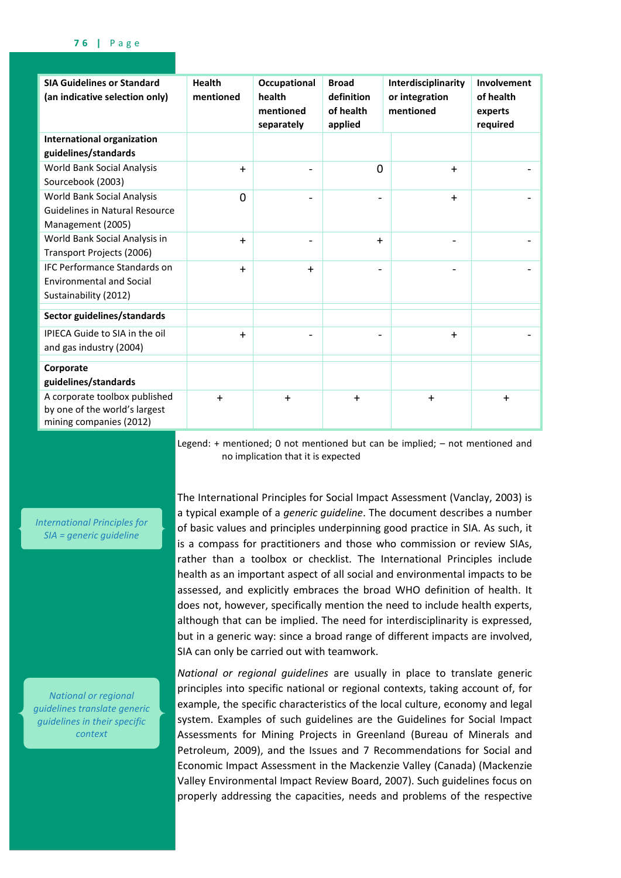| SIA Guidelines or Standard (an indicative selection only) | Health mentioned | Occupational health mentioned separately | Broad definition of health applied | Interdisciplinarity or integration mentioned | Involvement of health experts required |
|---|---|---|---|---|---|
| **International organization guidelines/standards** | | | | | |
| World Bank Social Analysis Sourcebook (2003) | + | - | 0 | + | - |
| World Bank Social Analysis Guidelines in Natural Resource Management (2005) | 0 | - | - | + | - |
| World Bank Social Analysis in Transport Projects (2006) | + | - | + | - | - |
| IFC Performance Standards on Environmental and Social Sustainability (2012) | + | + | - | - | - |
| **Sector guidelines/standards** | | | | | |
| IPIECA Guide to SIA in the oil and gas industry (2004) | + | - | - | + | - |
| **Corporate guidelines/standards** | | | | | |
| A corporate toolbox published by one of the world's largest mining companies (2012) | + | + | + | + | + |

Legend: + mentioned; 0 not mentioned but can be implied; – not mentioned and no implication that it is expected

*International Principles for SIA = generic guideline*

The International Principles for Social Impact Assessment (Vanclay, 2003) is a typical example of a *generic guideline*. The document describes a number of basic values and principles underpinning good practice in SIA. As such, it is a compass for practitioners and those who commission or review SIAs, rather than a toolbox or checklist. The International Principles include health as an important aspect of all social and environmental impacts to be assessed, and explicitly embraces the broad WHO definition of health. It does not, however, specifically mention the need to include health experts, although that can be implied. The need for interdisciplinarity is expressed, but in a generic way: since a broad range of different impacts are involved, SIA can only be carried out with teamwork.

*National or regional guidelines translate generic guidelines in their specific context*

*National or regional guidelines* are usually in place to translate generic principles into specific national or regional contexts, taking account of, for example, the specific characteristics of the local culture, economy and legal system. Examples of such guidelines are the Guidelines for Social Impact Assessments for Mining Projects in Greenland (Bureau of Minerals and Petroleum, 2009), and the Issues and 7 Recommendations for Social and Economic Impact Assessment in the Mackenzie Valley (Canada) (Mackenzie Valley Environmental Impact Review Board, 2007). Such guidelines focus on properly addressing the capacities, needs and problems of the respective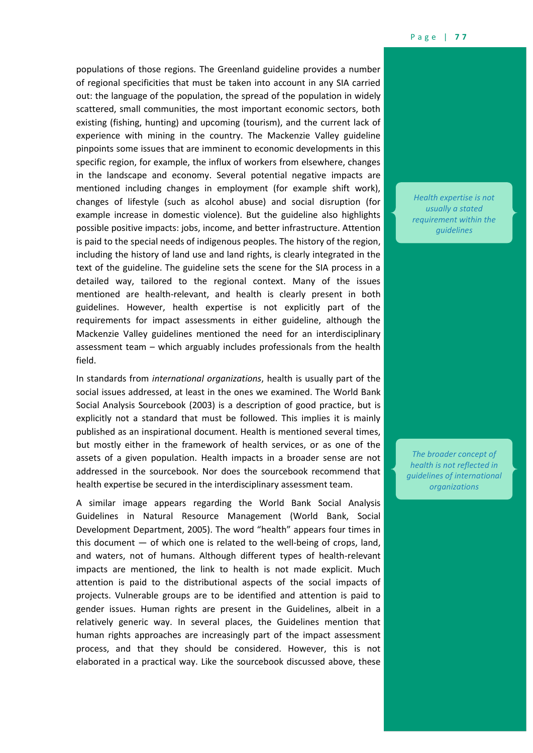populations of those regions. The Greenland guideline provides a number of regional specificities that must be taken into account in any SIA carried out: the language of the population, the spread of the population in widely scattered, small communities, the most important economic sectors, both existing (fishing, hunting) and upcoming (tourism), and the current lack of experience with mining in the country. The Mackenzie Valley guideline pinpoints some issues that are imminent to economic developments in this specific region, for example, the influx of workers from elsewhere, changes in the landscape and economy. Several potential negative impacts are mentioned including changes in employment (for example shift work), changes of lifestyle (such as alcohol abuse) and social disruption (for example increase in domestic violence). But the guideline also highlights possible positive impacts: jobs, income, and better infrastructure. Attention is paid to the special needs of indigenous peoples. The history of the region, including the history of land use and land rights, is clearly integrated in the text of the guideline. The guideline sets the scene for the SIA process in a detailed way, tailored to the regional context. Many of the issues mentioned are health-relevant, and health is clearly present in both guidelines. However, health expertise is not explicitly part of the requirements for impact assessments in either guideline, although the Mackenzie Valley guidelines mentioned the need for an interdisciplinary assessment team – which arguably includes professionals from the health field.

*Health expertise is not usually a stated requirement within the guidelines*

In standards from *international organizations*, health is usually part of the social issues addressed, at least in the ones we examined. The World Bank Social Analysis Sourcebook (2003) is a description of good practice, but is explicitly not a standard that must be followed. This implies it is mainly published as an inspirational document. Health is mentioned several times, but mostly either in the framework of health services, or as one of the assets of a given population. Health impacts in a broader sense are not addressed in the sourcebook. Nor does the sourcebook recommend that health expertise be secured in the interdisciplinary assessment team.

*The broader concept of health is not reflected in guidelines of international organizations*

A similar image appears regarding the World Bank Social Analysis Guidelines in Natural Resource Management (World Bank, Social Development Department, 2005). The word "health" appears four times in this document — of which one is related to the well-being of crops, land, and waters, not of humans. Although different types of health-relevant impacts are mentioned, the link to health is not made explicit. Much attention is paid to the distributional aspects of the social impacts of projects. Vulnerable groups are to be identified and attention is paid to gender issues. Human rights are present in the Guidelines, albeit in a relatively generic way. In several places, the Guidelines mention that human rights approaches are increasingly part of the impact assessment process, and that they should be considered. However, this is not elaborated in a practical way. Like the sourcebook discussed above, these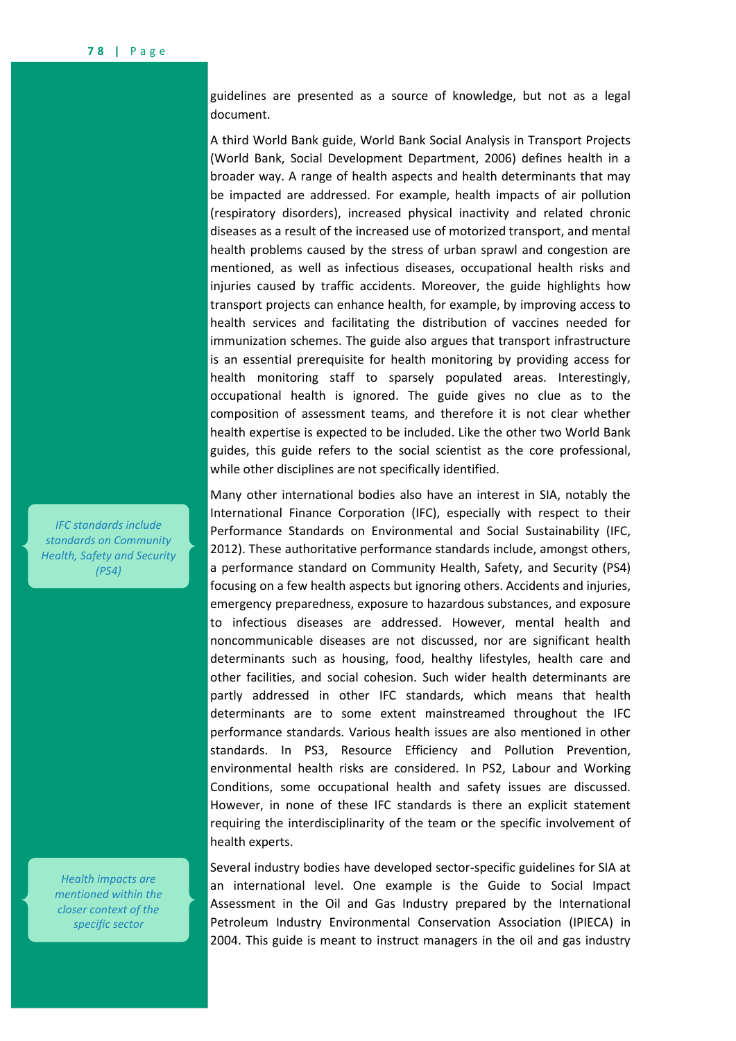guidelines are presented as a source of knowledge, but not as a legal document.

A third World Bank guide, World Bank Social Analysis in Transport Projects (World Bank, Social Development Department, 2006) defines health in a broader way. A range of health aspects and health determinants that may be impacted are addressed. For example, health impacts of air pollution (respiratory disorders), increased physical inactivity and related chronic diseases as a result of the increased use of motorized transport, and mental health problems caused by the stress of urban sprawl and congestion are mentioned, as well as infectious diseases, occupational health risks and injuries caused by traffic accidents. Moreover, the guide highlights how transport projects can enhance health, for example, by improving access to health services and facilitating the distribution of vaccines needed for immunization schemes. The guide also argues that transport infrastructure is an essential prerequisite for health monitoring by providing access for health monitoring staff to sparsely populated areas. Interestingly, occupational health is ignored. The guide gives no clue as to the composition of assessment teams, and therefore it is not clear whether health expertise is expected to be included. Like the other two World Bank guides, this guide refers to the social scientist as the core professional, while other disciplines are not specifically identified.

*IFC standards include standards on Community Health, Safety and Security (PS4)*

Many other international bodies also have an interest in SIA, notably the International Finance Corporation (IFC), especially with respect to their Performance Standards on Environmental and Social Sustainability (IFC, 2012). These authoritative performance standards include, amongst others, a performance standard on Community Health, Safety, and Security (PS4) focusing on a few health aspects but ignoring others. Accidents and injuries, emergency preparedness, exposure to hazardous substances, and exposure to infectious diseases are addressed. However, mental health and noncommunicable diseases are not discussed, nor are significant health determinants such as housing, food, healthy lifestyles, health care and other facilities, and social cohesion. Such wider health determinants are partly addressed in other IFC standards, which means that health determinants are to some extent mainstreamed throughout the IFC performance standards. Various health issues are also mentioned in other standards. In PS3, Resource Efficiency and Pollution Prevention, environmental health risks are considered. In PS2, Labour and Working Conditions, some occupational health and safety issues are discussed. However, in none of these IFC standards is there an explicit statement requiring the interdisciplinarity of the team or the specific involvement of health experts.

*Health impacts are mentioned within the closer context of the specific sector*

Several industry bodies have developed sector-specific guidelines for SIA at an international level. One example is the Guide to Social Impact Assessment in the Oil and Gas Industry prepared by the International Petroleum Industry Environmental Conservation Association (IPIECA) in 2004. This guide is meant to instruct managers in the oil and gas industry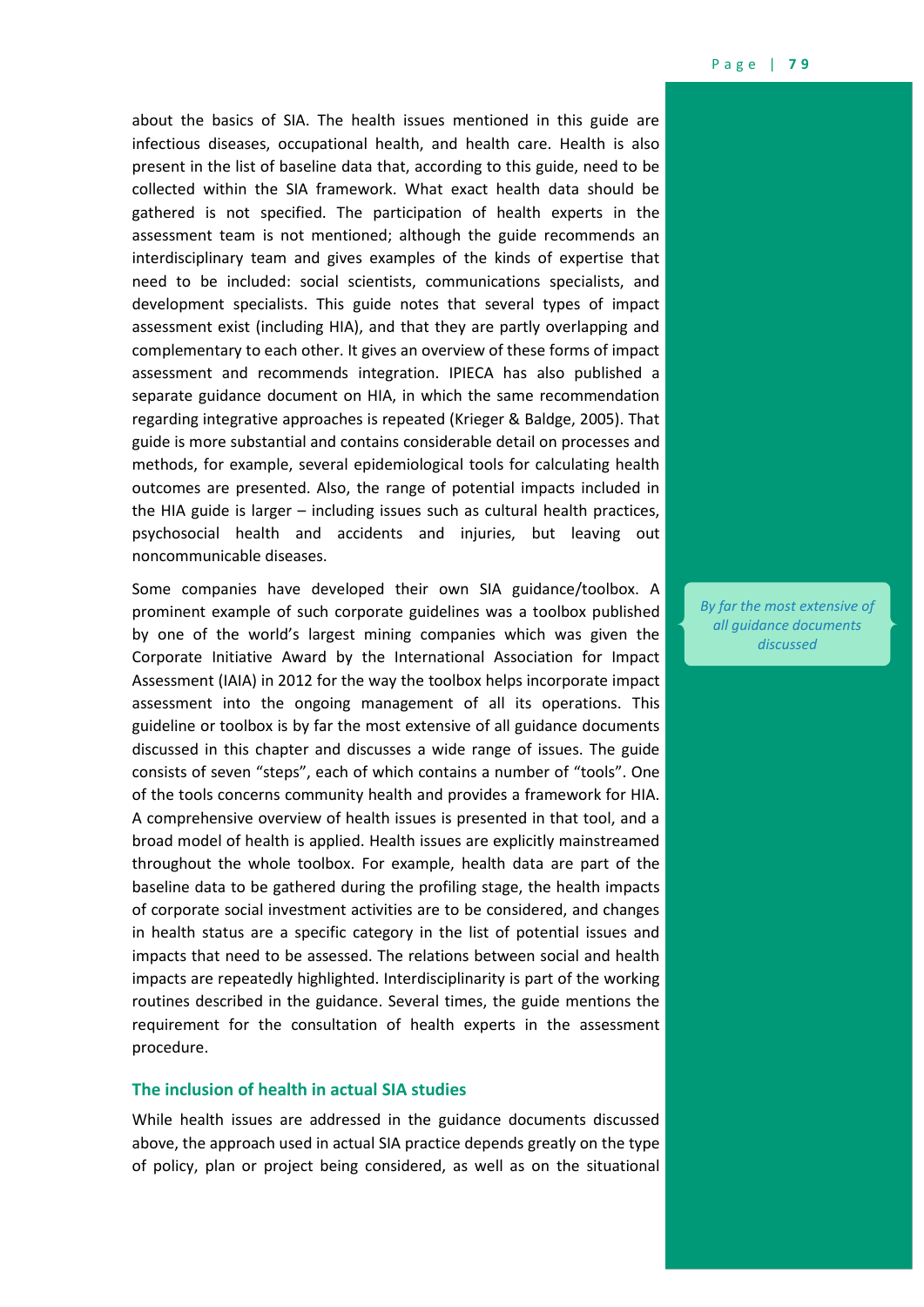about the basics of SIA. The health issues mentioned in this guide are infectious diseases, occupational health, and health care. Health is also present in the list of baseline data that, according to this guide, need to be collected within the SIA framework. What exact health data should be gathered is not specified. The participation of health experts in the assessment team is not mentioned; although the guide recommends an interdisciplinary team and gives examples of the kinds of expertise that need to be included: social scientists, communications specialists, and development specialists. This guide notes that several types of impact assessment exist (including HIA), and that they are partly overlapping and complementary to each other. It gives an overview of these forms of impact assessment and recommends integration. IPIECA has also published a separate guidance document on HIA, in which the same recommendation regarding integrative approaches is repeated (Krieger & Baldge, 2005). That guide is more substantial and contains considerable detail on processes and methods, for example, several epidemiological tools for calculating health outcomes are presented. Also, the range of potential impacts included in the HIA guide is larger – including issues such as cultural health practices, psychosocial health and accidents and injuries, but leaving out noncommunicable diseases.

Some companies have developed their own SIA guidance/toolbox. A prominent example of such corporate guidelines was a toolbox published by one of the world's largest mining companies which was given the Corporate Initiative Award by the International Association for Impact Assessment (IAIA) in 2012 for the way the toolbox helps incorporate impact assessment into the ongoing management of all its operations. This guideline or toolbox is by far the most extensive of all guidance documents discussed in this chapter and discusses a wide range of issues. The guide consists of seven "steps", each of which contains a number of "tools". One of the tools concerns community health and provides a framework for HIA. A comprehensive overview of health issues is presented in that tool, and a broad model of health is applied. Health issues are explicitly mainstreamed throughout the whole toolbox. For example, health data are part of the baseline data to be gathered during the profiling stage, the health impacts of corporate social investment activities are to be considered, and changes in health status are a specific category in the list of potential issues and impacts that need to be assessed. The relations between social and health impacts are repeatedly highlighted. Interdisciplinarity is part of the working routines described in the guidance. Several times, the guide mentions the requirement for the consultation of health experts in the assessment procedure.

*By far the most extensive of all guidance documents discussed*

### The inclusion of health in actual SIA studies

While health issues are addressed in the guidance documents discussed above, the approach used in actual SIA practice depends greatly on the type of policy, plan or project being considered, as well as on the situational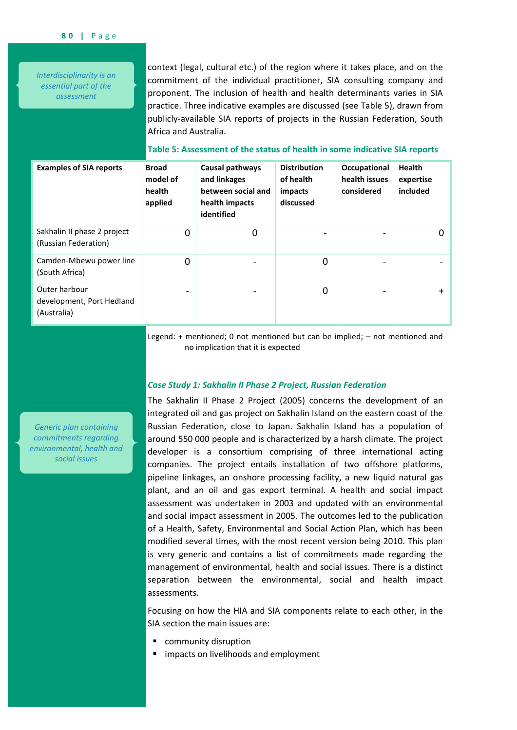*Interdisciplinarity is an essential part of the assessment*

context (legal, cultural etc.) of the region where it takes place, and on the commitment of the individual practitioner, SIA consulting company and proponent. The inclusion of health and health determinants varies in SIA practice. Three indicative examples are discussed (see Table 5), drawn from publicly-available SIA reports of projects in the Russian Federation, South Africa and Australia.

**Table 5: Assessment of the status of health in some indicative SIA reports**

| Examples of SIA reports | Broad model of health applied | Causal pathways and linkages between social and health impacts identified | Distribution of health impacts discussed | Occupational health issues considered | Health expertise included |
|---|---|---|---|---|---|
| Sakhalin II phase 2 project (Russian Federation) | 0 | 0 | - | - | 0 |
| Camden-Mbewu power line (South Africa) | 0 | - | 0 | - | - |
| Outer harbour development, Port Hedland (Australia) | - | - | 0 | - | + |

Legend: + mentioned; 0 not mentioned but can be implied; – not mentioned and no implication that it is expected

### *Case Study 1: Sakhalin II Phase 2 Project, Russian Federation*

*Generic plan containing commitments regarding environmental, health and social issues*

The Sakhalin II Phase 2 Project (2005) concerns the development of an integrated oil and gas project on Sakhalin Island on the eastern coast of the Russian Federation, close to Japan. Sakhalin Island has a population of around 550 000 people and is characterized by a harsh climate. The project developer is a consortium comprising of three international acting companies. The project entails installation of two offshore platforms, pipeline linkages, an onshore processing facility, a new liquid natural gas plant, and an oil and gas export terminal. A health and social impact assessment was undertaken in 2003 and updated with an environmental and social impact assessment in 2005. The outcomes led to the publication of a Health, Safety, Environmental and Social Action Plan, which has been modified several times, with the most recent version being 2010. This plan is very generic and contains a list of commitments made regarding the management of environmental, health and social issues. There is a distinct separation between the environmental, social and health impact assessments.

Focusing on how the HIA and SIA components relate to each other, in the SIA section the main issues are:

- community disruption
- impacts on livelihoods and employment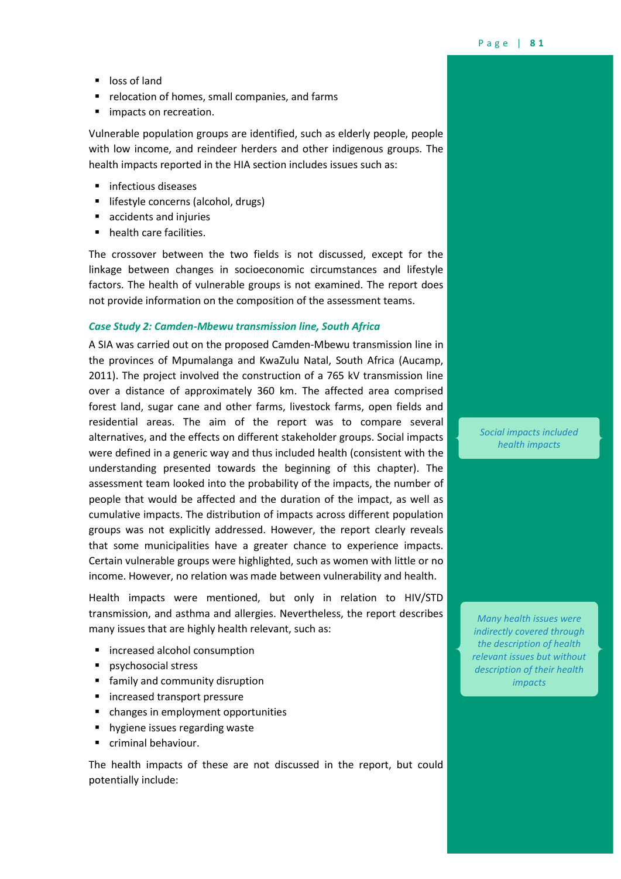- loss of land
- relocation of homes, small companies, and farms
- impacts on recreation.

Vulnerable population groups are identified, such as elderly people, people with low income, and reindeer herders and other indigenous groups. The health impacts reported in the HIA section includes issues such as:

- infectious diseases
- lifestyle concerns (alcohol, drugs)
- accidents and injuries
- health care facilities.

The crossover between the two fields is not discussed, except for the linkage between changes in socioeconomic circumstances and lifestyle factors. The health of vulnerable groups is not examined. The report does not provide information on the composition of the assessment teams.

### *Case Study 2: Camden-Mbewu transmission line, South Africa*

A SIA was carried out on the proposed Camden-Mbewu transmission line in the provinces of Mpumalanga and KwaZulu Natal, South Africa (Aucamp, 2011). The project involved the construction of a 765 kV transmission line over a distance of approximately 360 km. The affected area comprised forest land, sugar cane and other farms, livestock farms, open fields and residential areas. The aim of the report was to compare several alternatives, and the effects on different stakeholder groups. Social impacts were defined in a generic way and thus included health (consistent with the understanding presented towards the beginning of this chapter). The assessment team looked into the probability of the impacts, the number of people that would be affected and the duration of the impact, as well as cumulative impacts. The distribution of impacts across different population groups was not explicitly addressed. However, the report clearly reveals that some municipalities have a greater chance to experience impacts. Certain vulnerable groups were highlighted, such as women with little or no income. However, no relation was made between vulnerability and health.

*Social impacts included health impacts*

Health impacts were mentioned, but only in relation to HIV/STD transmission, and asthma and allergies. Nevertheless, the report describes many issues that are highly health relevant, such as:

*Many health issues were indirectly covered through the description of health relevant issues but without description of their health impacts*

- increased alcohol consumption
- psychosocial stress
- family and community disruption
- increased transport pressure
- changes in employment opportunities
- hygiene issues regarding waste
- criminal behaviour.

The health impacts of these are not discussed in the report, but could potentially include: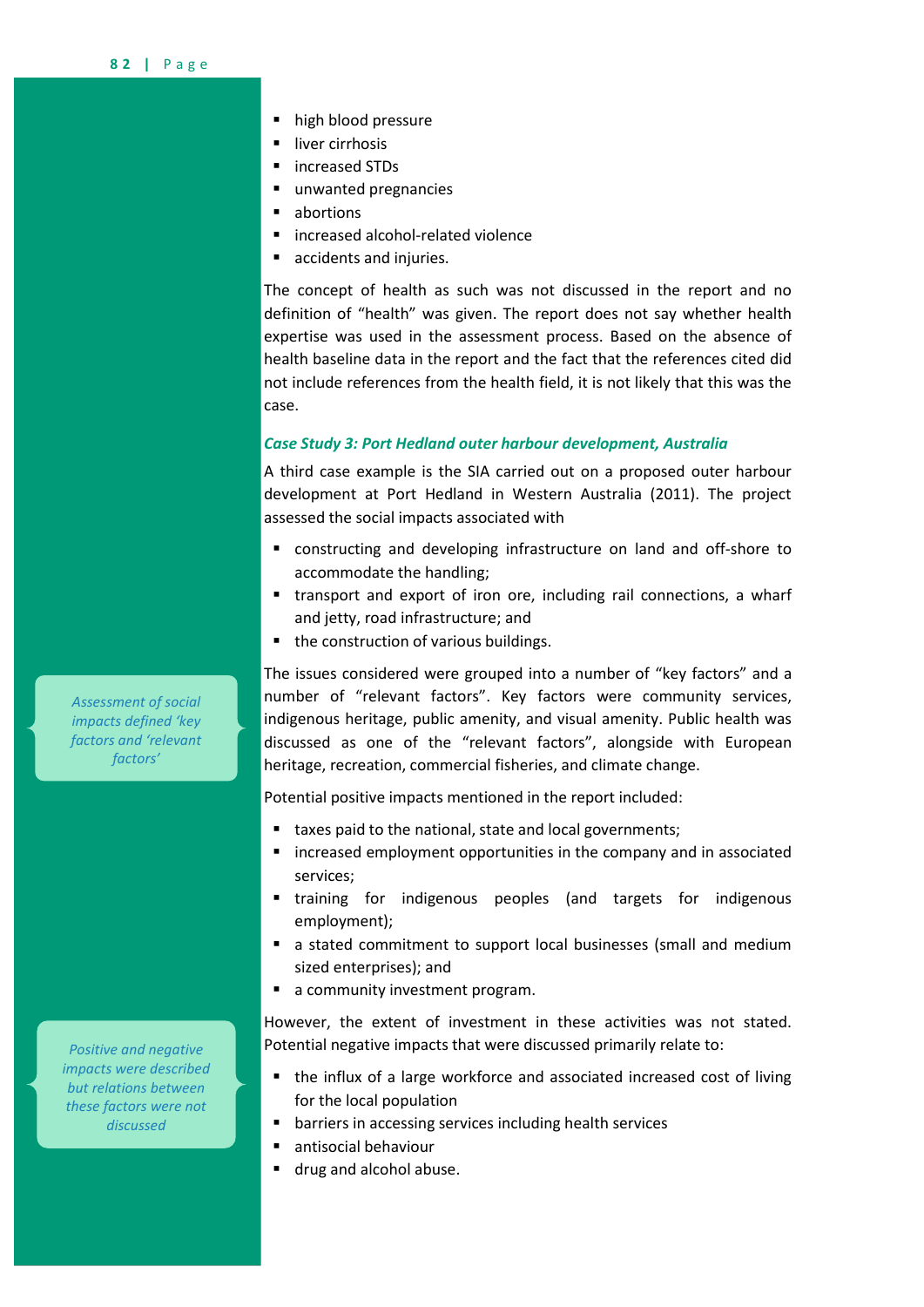- high blood pressure
- liver cirrhosis
- increased STDs
- unwanted pregnancies
- abortions
- increased alcohol-related violence
- accidents and injuries.

The concept of health as such was not discussed in the report and no definition of "health" was given. The report does not say whether health expertise was used in the assessment process. Based on the absence of health baseline data in the report and the fact that the references cited did not include references from the health field, it is not likely that this was the case.

### *Case Study 3: Port Hedland outer harbour development, Australia*

A third case example is the SIA carried out on a proposed outer harbour development at Port Hedland in Western Australia (2011). The project assessed the social impacts associated with

- constructing and developing infrastructure on land and off-shore to accommodate the handling;
- transport and export of iron ore, including rail connections, a wharf and jetty, road infrastructure; and
- the construction of various buildings.

*Assessment of social impacts defined 'key factors and 'relevant factors'*

The issues considered were grouped into a number of "key factors" and a number of "relevant factors". Key factors were community services, indigenous heritage, public amenity, and visual amenity. Public health was discussed as one of the "relevant factors", alongside with European heritage, recreation, commercial fisheries, and climate change.

Potential positive impacts mentioned in the report included:

- taxes paid to the national, state and local governments;
- increased employment opportunities in the company and in associated services;
- training for indigenous peoples (and targets for indigenous employment);
- a stated commitment to support local businesses (small and medium sized enterprises); and
- a community investment program.

*Positive and negative impacts were described but relations between these factors were not discussed*

However, the extent of investment in these activities was not stated. Potential negative impacts that were discussed primarily relate to:

- the influx of a large workforce and associated increased cost of living for the local population
- barriers in accessing services including health services
- antisocial behaviour
- drug and alcohol abuse.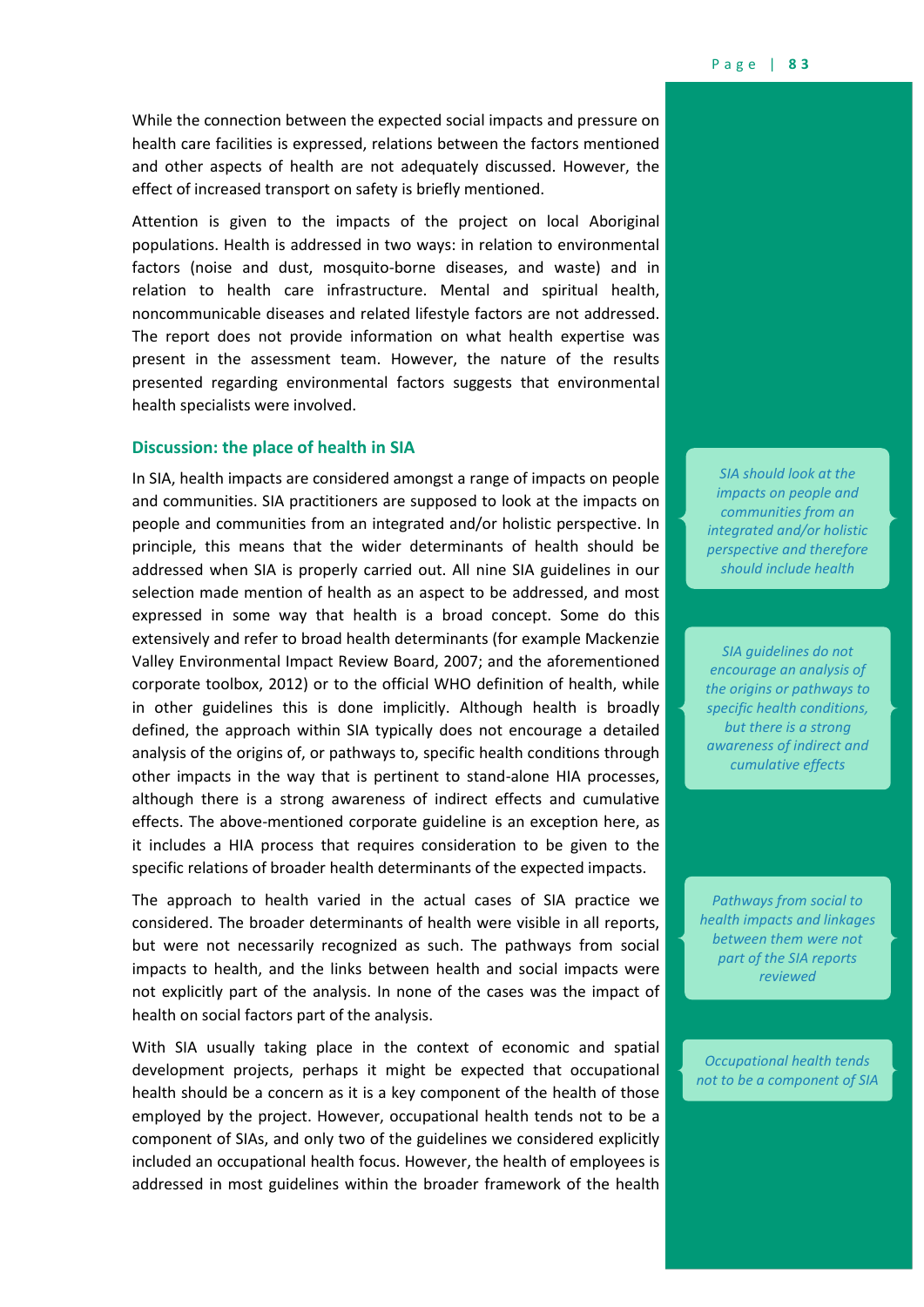While the connection between the expected social impacts and pressure on health care facilities is expressed, relations between the factors mentioned and other aspects of health are not adequately discussed. However, the effect of increased transport on safety is briefly mentioned.

Attention is given to the impacts of the project on local Aboriginal populations. Health is addressed in two ways: in relation to environmental factors (noise and dust, mosquito-borne diseases, and waste) and in relation to health care infrastructure. Mental and spiritual health, noncommunicable diseases and related lifestyle factors are not addressed. The report does not provide information on what health expertise was present in the assessment team. However, the nature of the results presented regarding environmental factors suggests that environmental health specialists were involved.

### Discussion: the place of health in SIA

In SIA, health impacts are considered amongst a range of impacts on people and communities. SIA practitioners are supposed to look at the impacts on people and communities from an integrated and/or holistic perspective. In principle, this means that the wider determinants of health should be addressed when SIA is properly carried out. All nine SIA guidelines in our selection made mention of health as an aspect to be addressed, and most expressed in some way that health is a broad concept. Some do this extensively and refer to broad health determinants (for example Mackenzie Valley Environmental Impact Review Board, 2007; and the aforementioned corporate toolbox, 2012) or to the official WHO definition of health, while in other guidelines this is done implicitly. Although health is broadly defined, the approach within SIA typically does not encourage a detailed analysis of the origins of, or pathways to, specific health conditions through other impacts in the way that is pertinent to stand-alone HIA processes, although there is a strong awareness of indirect effects and cumulative effects. The above-mentioned corporate guideline is an exception here, as it includes a HIA process that requires consideration to be given to the specific relations of broader health determinants of the expected impacts.

> *SIA should look at the impacts on people and communities from an integrated and/or holistic perspective and therefore should include health*

> *SIA guidelines do not encourage an analysis of the origins or pathways to specific health conditions, but there is a strong awareness of indirect and cumulative effects*

The approach to health varied in the actual cases of SIA practice we considered. The broader determinants of health were visible in all reports, but were not necessarily recognized as such. The pathways from social impacts to health, and the links between health and social impacts were not explicitly part of the analysis. In none of the cases was the impact of health on social factors part of the analysis.

> *Pathways from social to health impacts and linkages between them were not part of the SIA reports reviewed*

With SIA usually taking place in the context of economic and spatial development projects, perhaps it might be expected that occupational health should be a concern as it is a key component of the health of those employed by the project. However, occupational health tends not to be a component of SIAs, and only two of the guidelines we considered explicitly included an occupational health focus. However, the health of employees is addressed in most guidelines within the broader framework of the health

> *Occupational health tends not to be a component of SIA*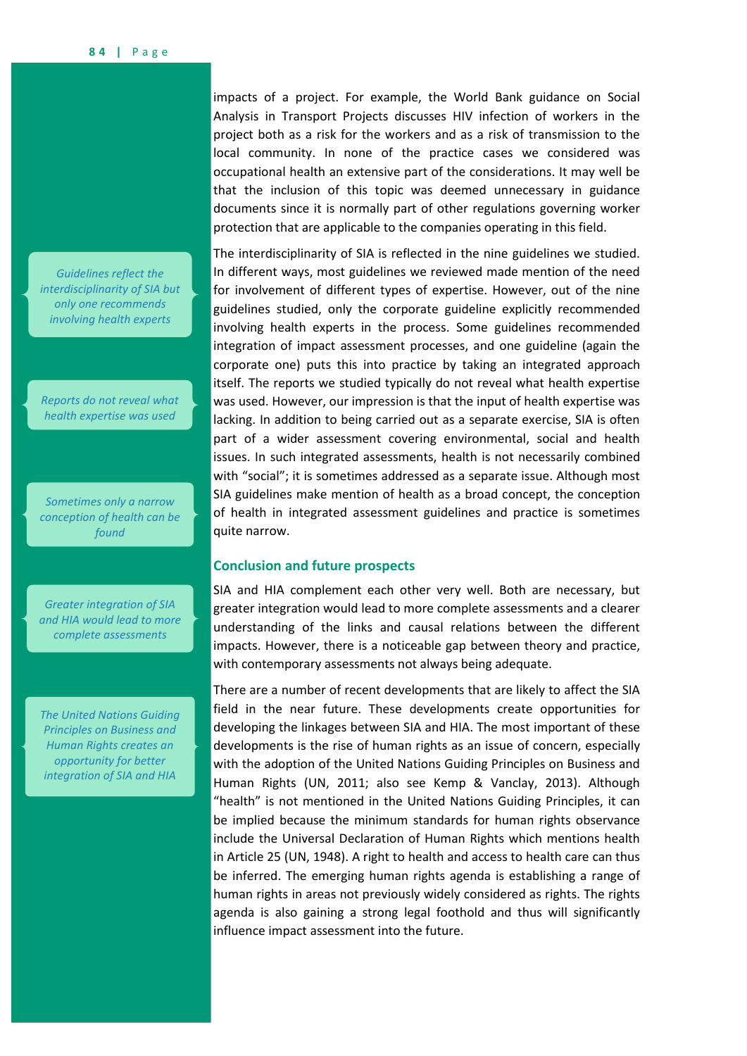impacts of a project. For example, the World Bank guidance on Social Analysis in Transport Projects discusses HIV infection of workers in the project both as a risk for the workers and as a risk of transmission to the local community. In none of the practice cases we considered was occupational health an extensive part of the considerations. It may well be that the inclusion of this topic was deemed unnecessary in guidance documents since it is normally part of other regulations governing worker protection that are applicable to the companies operating in this field.

*Guidelines reflect the interdisciplinarity of SIA but only one recommends involving health experts*

The interdisciplinarity of SIA is reflected in the nine guidelines we studied. In different ways, most guidelines we reviewed made mention of the need for involvement of different types of expertise. However, out of the nine guidelines studied, only the corporate guideline explicitly recommended involving health experts in the process. Some guidelines recommended integration of impact assessment processes, and one guideline (again the corporate one) puts this into practice by taking an integrated approach itself. The reports we studied typically do not reveal what health expertise was used. However, our impression is that the input of health expertise was lacking. In addition to being carried out as a separate exercise, SIA is often part of a wider assessment covering environmental, social and health issues. In such integrated assessments, health is not necessarily combined with "social"; it is sometimes addressed as a separate issue. Although most SIA guidelines make mention of health as a broad concept, the conception of health in integrated assessment guidelines and practice is sometimes quite narrow.

*Reports do not reveal what health expertise was used*

*Sometimes only a narrow conception of health can be found*

## Conclusion and future prospects

*Greater integration of SIA and HIA would lead to more complete assessments*

SIA and HIA complement each other very well. Both are necessary, but greater integration would lead to more complete assessments and a clearer understanding of the links and causal relations between the different impacts. However, there is a noticeable gap between theory and practice, with contemporary assessments not always being adequate.

*The United Nations Guiding Principles on Business and Human Rights creates an opportunity for better integration of SIA and HIA*

There are a number of recent developments that are likely to affect the SIA field in the near future. These developments create opportunities for developing the linkages between SIA and HIA. The most important of these developments is the rise of human rights as an issue of concern, especially with the adoption of the United Nations Guiding Principles on Business and Human Rights (UN, 2011; also see Kemp & Vanclay, 2013). Although "health" is not mentioned in the United Nations Guiding Principles, it can be implied because the minimum standards for human rights observance include the Universal Declaration of Human Rights which mentions health in Article 25 (UN, 1948). A right to health and access to health care can thus be inferred. The emerging human rights agenda is establishing a range of human rights in areas not previously widely considered as rights. The rights agenda is also gaining a strong legal foothold and thus will significantly influence impact assessment into the future.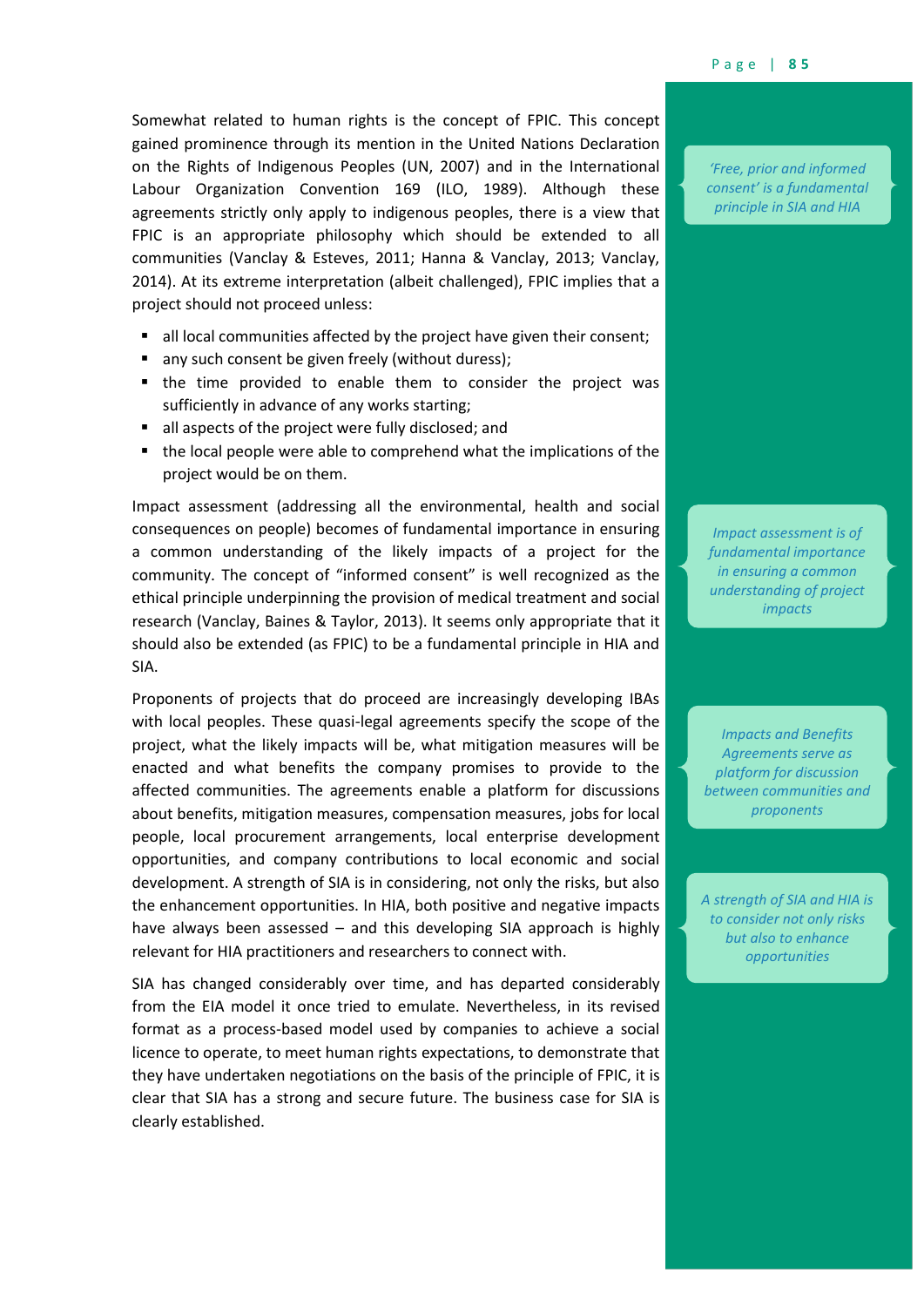Somewhat related to human rights is the concept of FPIC. This concept gained prominence through its mention in the United Nations Declaration on the Rights of Indigenous Peoples (UN, 2007) and in the International Labour Organization Convention 169 (ILO, 1989). Although these agreements strictly only apply to indigenous peoples, there is a view that FPIC is an appropriate philosophy which should be extended to all communities (Vanclay & Esteves, 2011; Hanna & Vanclay, 2013; Vanclay, 2014). At its extreme interpretation (albeit challenged), FPIC implies that a project should not proceed unless:

*'Free, prior and informed consent' is a fundamental principle in SIA and HIA*

- all local communities affected by the project have given their consent;
- any such consent be given freely (without duress);
- the time provided to enable them to consider the project was sufficiently in advance of any works starting;
- all aspects of the project were fully disclosed; and
- the local people were able to comprehend what the implications of the project would be on them.

Impact assessment (addressing all the environmental, health and social consequences on people) becomes of fundamental importance in ensuring a common understanding of the likely impacts of a project for the community. The concept of "informed consent" is well recognized as the ethical principle underpinning the provision of medical treatment and social research (Vanclay, Baines & Taylor, 2013). It seems only appropriate that it should also be extended (as FPIC) to be a fundamental principle in HIA and SIA.

*Impact assessment is of fundamental importance in ensuring a common understanding of project impacts*

Proponents of projects that do proceed are increasingly developing IBAs with local peoples. These quasi-legal agreements specify the scope of the project, what the likely impacts will be, what mitigation measures will be enacted and what benefits the company promises to provide to the affected communities. The agreements enable a platform for discussions about benefits, mitigation measures, compensation measures, jobs for local people, local procurement arrangements, local enterprise development opportunities, and company contributions to local economic and social development. A strength of SIA is in considering, not only the risks, but also the enhancement opportunities. In HIA, both positive and negative impacts have always been assessed – and this developing SIA approach is highly relevant for HIA practitioners and researchers to connect with.

*Impacts and Benefits Agreements serve as platform for discussion between communities and proponents*

*A strength of SIA and HIA is to consider not only risks but also to enhance opportunities*

SIA has changed considerably over time, and has departed considerably from the EIA model it once tried to emulate. Nevertheless, in its revised format as a process-based model used by companies to achieve a social licence to operate, to meet human rights expectations, to demonstrate that they have undertaken negotiations on the basis of the principle of FPIC, it is clear that SIA has a strong and secure future. The business case for SIA is clearly established.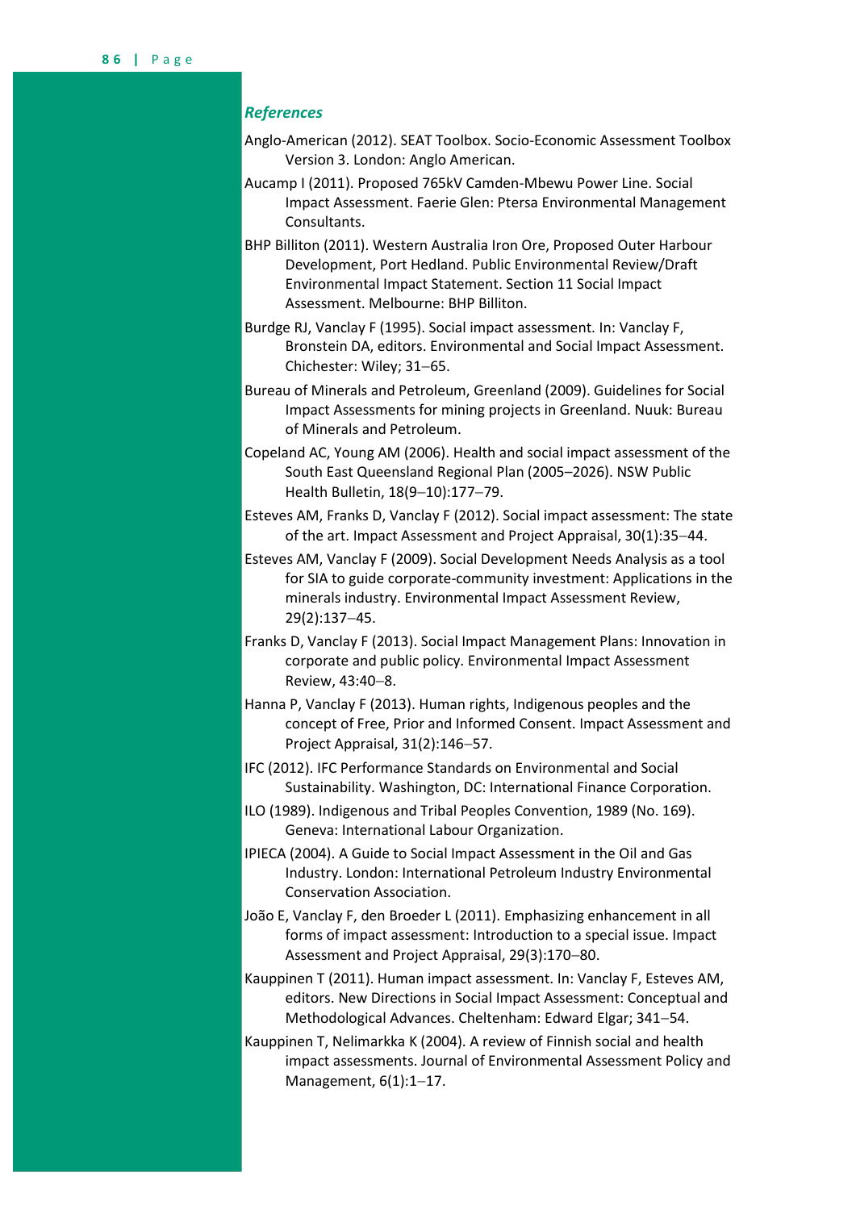### *References*

Anglo-American (2012). SEAT Toolbox. Socio-Economic Assessment Toolbox Version 3. London: Anglo American.

Aucamp I (2011). Proposed 765kV Camden-Mbewu Power Line. Social Impact Assessment. Faerie Glen: Ptersa Environmental Management Consultants.

BHP Billiton (2011). Western Australia Iron Ore, Proposed Outer Harbour Development, Port Hedland. Public Environmental Review/Draft Environmental Impact Statement. Section 11 Social Impact Assessment. Melbourne: BHP Billiton.

Burdge RJ, Vanclay F (1995). Social impact assessment. In: Vanclay F, Bronstein DA, editors. Environmental and Social Impact Assessment. Chichester: Wiley; 31–65.

Bureau of Minerals and Petroleum, Greenland (2009). Guidelines for Social Impact Assessments for mining projects in Greenland. Nuuk: Bureau of Minerals and Petroleum.

Copeland AC, Young AM (2006). Health and social impact assessment of the South East Queensland Regional Plan (2005–2026). NSW Public Health Bulletin, 18(9–10):177–79.

Esteves AM, Franks D, Vanclay F (2012). Social impact assessment: The state of the art. Impact Assessment and Project Appraisal, 30(1):35–44.

Esteves AM, Vanclay F (2009). Social Development Needs Analysis as a tool for SIA to guide corporate-community investment: Applications in the minerals industry. Environmental Impact Assessment Review, 29(2):137–45.

Franks D, Vanclay F (2013). Social Impact Management Plans: Innovation in corporate and public policy. Environmental Impact Assessment Review, 43:40–8.

Hanna P, Vanclay F (2013). Human rights, Indigenous peoples and the concept of Free, Prior and Informed Consent. Impact Assessment and Project Appraisal, 31(2):146–57.

IFC (2012). IFC Performance Standards on Environmental and Social Sustainability. Washington, DC: International Finance Corporation.

ILO (1989). Indigenous and Tribal Peoples Convention, 1989 (No. 169). Geneva: International Labour Organization.

IPIECA (2004). A Guide to Social Impact Assessment in the Oil and Gas Industry. London: International Petroleum Industry Environmental Conservation Association.

João E, Vanclay F, den Broeder L (2011). Emphasizing enhancement in all forms of impact assessment: Introduction to a special issue. Impact Assessment and Project Appraisal, 29(3):170–80.

Kauppinen T (2011). Human impact assessment. In: Vanclay F, Esteves AM, editors. New Directions in Social Impact Assessment: Conceptual and Methodological Advances. Cheltenham: Edward Elgar; 341–54.

Kauppinen T, Nelimarkka K (2004). A review of Finnish social and health impact assessments. Journal of Environmental Assessment Policy and Management, 6(1):1–17.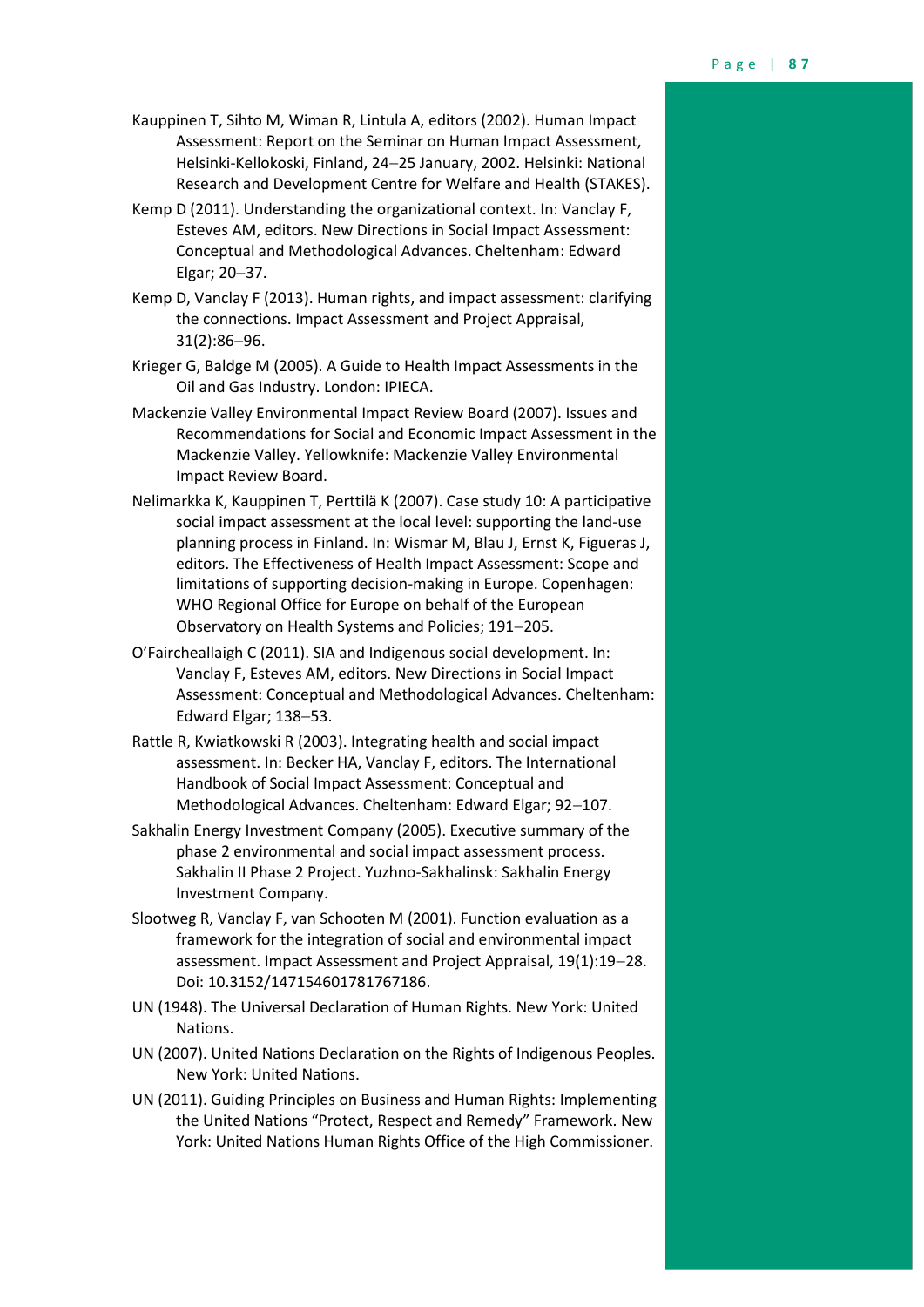Kauppinen T, Sihto M, Wiman R, Lintula A, editors (2002). Human Impact Assessment: Report on the Seminar on Human Impact Assessment, Helsinki-Kellokoski, Finland, 24–25 January, 2002. Helsinki: National Research and Development Centre for Welfare and Health (STAKES).

Kemp D (2011). Understanding the organizational context. In: Vanclay F, Esteves AM, editors. New Directions in Social Impact Assessment: Conceptual and Methodological Advances. Cheltenham: Edward Elgar; 20–37.

Kemp D, Vanclay F (2013). Human rights, and impact assessment: clarifying the connections. Impact Assessment and Project Appraisal, 31(2):86–96.

Krieger G, Baldge M (2005). A Guide to Health Impact Assessments in the Oil and Gas Industry. London: IPIECA.

Mackenzie Valley Environmental Impact Review Board (2007). Issues and Recommendations for Social and Economic Impact Assessment in the Mackenzie Valley. Yellowknife: Mackenzie Valley Environmental Impact Review Board.

Nelimarkka K, Kauppinen T, Perttilä K (2007). Case study 10: A participative social impact assessment at the local level: supporting the land-use planning process in Finland. In: Wismar M, Blau J, Ernst K, Figueras J, editors. The Effectiveness of Health Impact Assessment: Scope and limitations of supporting decision-making in Europe. Copenhagen: WHO Regional Office for Europe on behalf of the European Observatory on Health Systems and Policies; 191–205.

O'Faircheallaigh C (2011). SIA and Indigenous social development. In: Vanclay F, Esteves AM, editors. New Directions in Social Impact Assessment: Conceptual and Methodological Advances. Cheltenham: Edward Elgar; 138–53.

Rattle R, Kwiatkowski R (2003). Integrating health and social impact assessment. In: Becker HA, Vanclay F, editors. The International Handbook of Social Impact Assessment: Conceptual and Methodological Advances. Cheltenham: Edward Elgar; 92–107.

Sakhalin Energy Investment Company (2005). Executive summary of the phase 2 environmental and social impact assessment process. Sakhalin II Phase 2 Project. Yuzhno-Sakhalinsk: Sakhalin Energy Investment Company.

Slootweg R, Vanclay F, van Schooten M (2001). Function evaluation as a framework for the integration of social and environmental impact assessment. Impact Assessment and Project Appraisal, 19(1):19–28. Doi: 10.3152/147154601781767186.

UN (1948). The Universal Declaration of Human Rights. New York: United Nations.

UN (2007). United Nations Declaration on the Rights of Indigenous Peoples. New York: United Nations.

UN (2011). Guiding Principles on Business and Human Rights: Implementing the United Nations "Protect, Respect and Remedy" Framework. New York: United Nations Human Rights Office of the High Commissioner.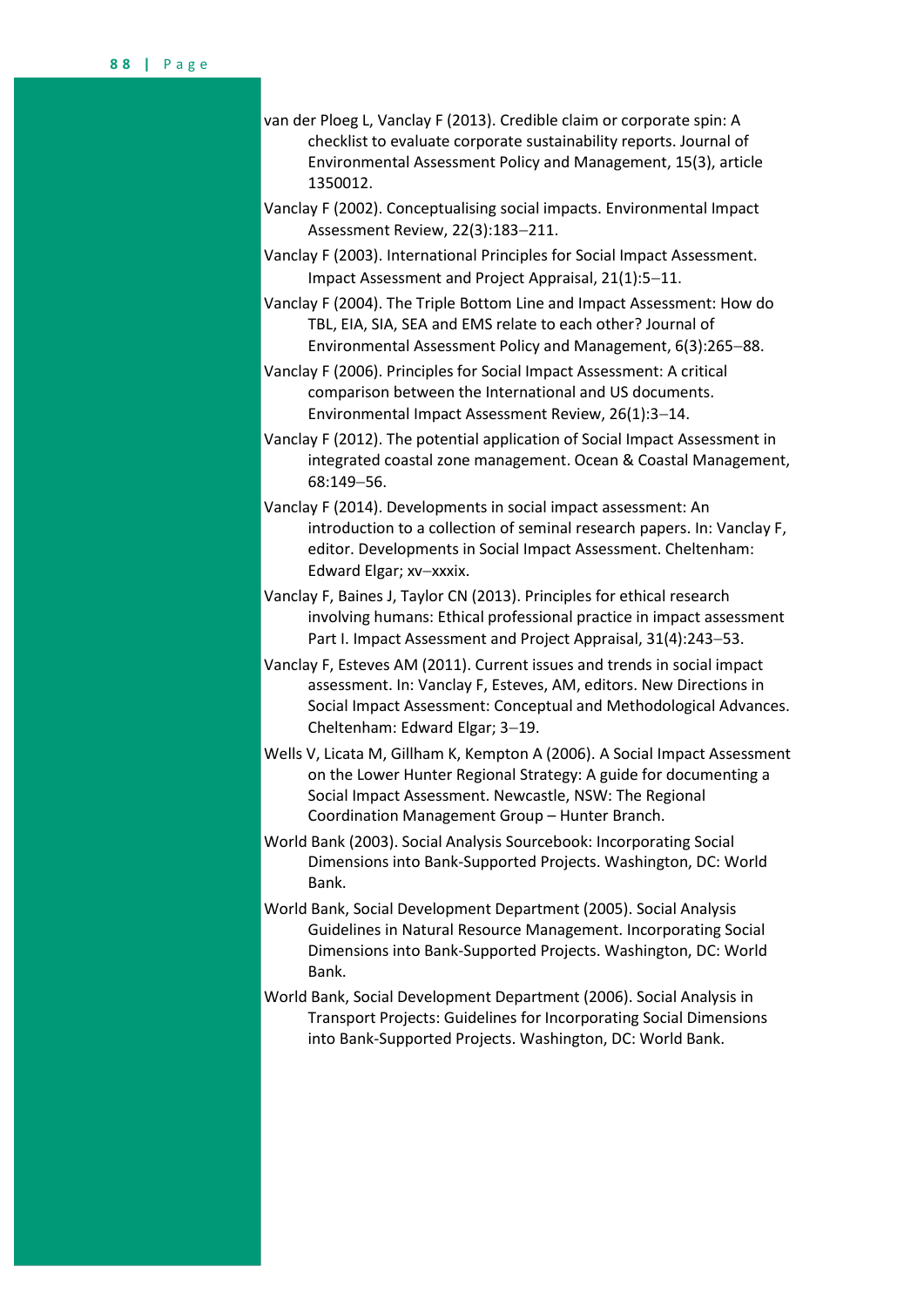van der Ploeg L, Vanclay F (2013). Credible claim or corporate spin: A checklist to evaluate corporate sustainability reports. Journal of Environmental Assessment Policy and Management, 15(3), article 1350012.

Vanclay F (2002). Conceptualising social impacts. Environmental Impact Assessment Review, 22(3):183–211.

Vanclay F (2003). International Principles for Social Impact Assessment. Impact Assessment and Project Appraisal, 21(1):5–11.

Vanclay F (2004). The Triple Bottom Line and Impact Assessment: How do TBL, EIA, SIA, SEA and EMS relate to each other? Journal of Environmental Assessment Policy and Management, 6(3):265–88.

Vanclay F (2006). Principles for Social Impact Assessment: A critical comparison between the International and US documents. Environmental Impact Assessment Review, 26(1):3–14.

Vanclay F (2012). The potential application of Social Impact Assessment in integrated coastal zone management. Ocean & Coastal Management, 68:149–56.

Vanclay F (2014). Developments in social impact assessment: An introduction to a collection of seminal research papers. In: Vanclay F, editor. Developments in Social Impact Assessment. Cheltenham: Edward Elgar; xv–xxxix.

Vanclay F, Baines J, Taylor CN (2013). Principles for ethical research involving humans: Ethical professional practice in impact assessment Part I. Impact Assessment and Project Appraisal, 31(4):243–53.

Vanclay F, Esteves AM (2011). Current issues and trends in social impact assessment. In: Vanclay F, Esteves, AM, editors. New Directions in Social Impact Assessment: Conceptual and Methodological Advances. Cheltenham: Edward Elgar; 3–19.

Wells V, Licata M, Gillham K, Kempton A (2006). A Social Impact Assessment on the Lower Hunter Regional Strategy: A guide for documenting a Social Impact Assessment. Newcastle, NSW: The Regional Coordination Management Group – Hunter Branch.

World Bank (2003). Social Analysis Sourcebook: Incorporating Social Dimensions into Bank-Supported Projects. Washington, DC: World Bank.

World Bank, Social Development Department (2005). Social Analysis Guidelines in Natural Resource Management. Incorporating Social Dimensions into Bank-Supported Projects. Washington, DC: World Bank.

World Bank, Social Development Department (2006). Social Analysis in Transport Projects: Guidelines for Incorporating Social Dimensions into Bank-Supported Projects. Washington, DC: World Bank.